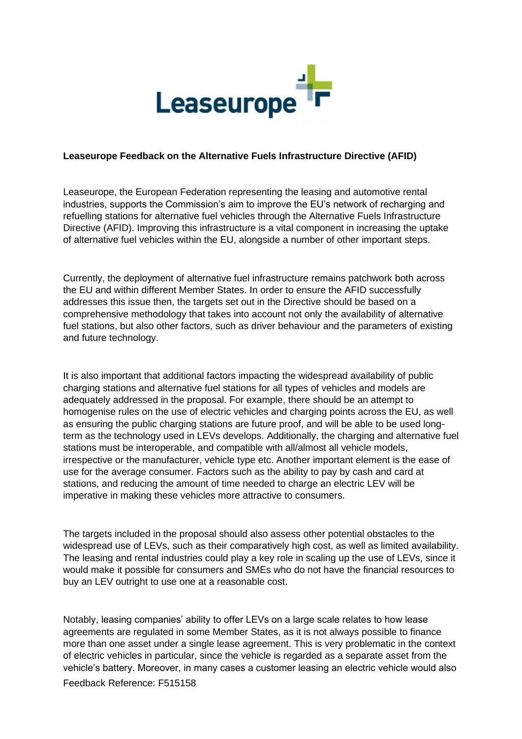**Leaseurope Feedback on the Alternative Fuels Infrastructure Directive (AFID)**

Leaseurope, the European Federation representing the leasing and automotive rental industries, supports the Commission's aim to improve the EU's network of recharging and refuelling stations for alternative fuel vehicles through the Alternative Fuels Infrastructure Directive (AFID). Improving this infrastructure is a vital component in increasing the uptake of alternative fuel vehicles within the EU, alongside a number of other important steps.

Currently, the deployment of alternative fuel infrastructure remains patchwork both across the EU and within different Member States. In order to ensure the AFID successfully addresses this issue then, the targets set out in the Directive should be based on a comprehensive methodology that takes into account not only the availability of alternative fuel stations, but also other factors, such as driver behaviour and the parameters of existing and future technology.

It is also important that additional factors impacting the widespread availability of public charging stations and alternative fuel stations for all types of vehicles and models are adequately addressed in the proposal. For example, there should be an attempt to homogenise rules on the use of electric vehicles and charging points across the EU, as well as ensuring the public charging stations are future proof, and will be able to be used long-term as the technology used in LEVs develops. Additionally, the charging and alternative fuel stations must be interoperable, and compatible with all/almost all vehicle models, irrespective or the manufacturer, vehicle type etc. Another important element is the ease of use for the average consumer. Factors such as the ability to pay by cash and card at stations, and reducing the amount of time needed to charge an electric LEV will be imperative in making these vehicles more attractive to consumers.

The targets included in the proposal should also assess other potential obstacles to the widespread use of LEVs, such as their comparatively high cost, as well as limited availability. The leasing and rental industries could play a key role in scaling up the use of LEVs, since it would make it possible for consumers and SMEs who do not have the financial resources to buy an LEV outright to use one at a reasonable cost.

Notably, leasing companies' ability to offer LEVs on a large scale relates to how lease agreements are regulated in some Member States, as it is not always possible to finance more than one asset under a single lease agreement. This is very problematic in the context of electric vehicles in particular, since the vehicle is regarded as a separate asset from the vehicle's battery. Moreover, in many cases a customer leasing an electric vehicle would also

Feedback Reference: F515158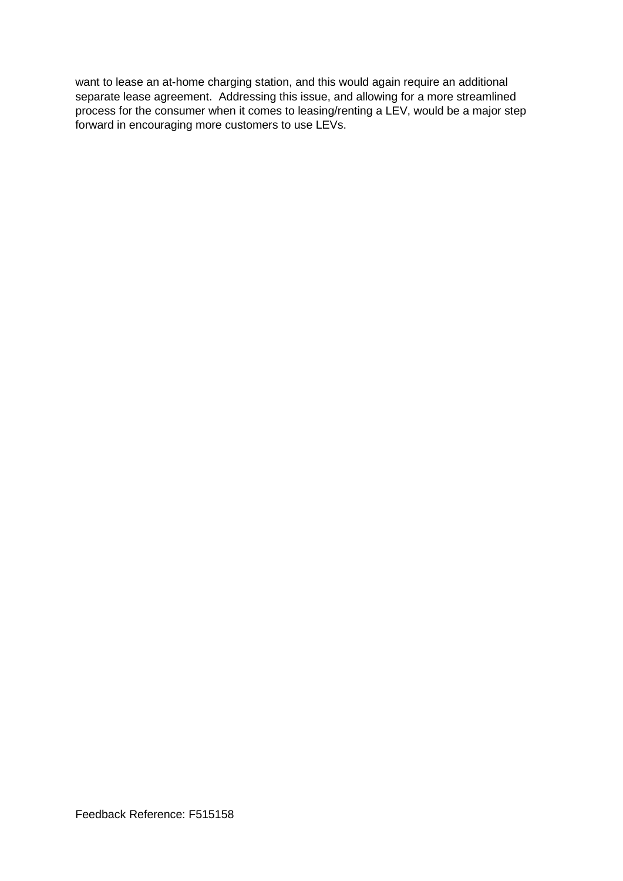want to lease an at-home charging station, and this would again require an additional separate lease agreement.  Addressing this issue, and allowing for a more streamlined process for the consumer when it comes to leasing/renting a LEV, would be a major step forward in encouraging more customers to use LEVs.

Feedback Reference: F515158